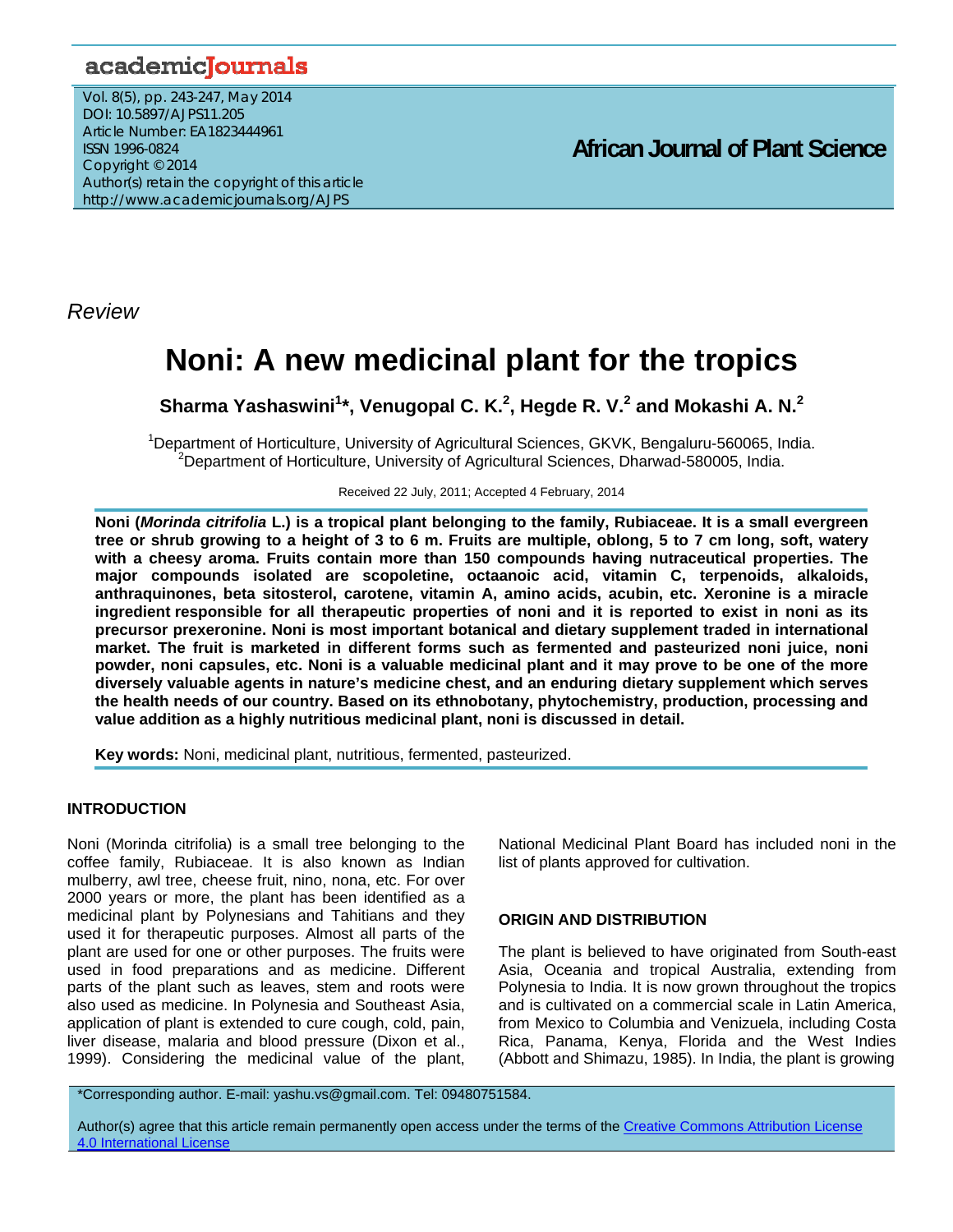*Review*

# Noni: A new medicinal plant for the tropics

**Sharma Yashaswini[1]\*, Venugopal C. K.[2], Hegde R. V.[2] and Mokashi A. N.[2]**

[1]Department of Horticulture, University of Agricultural Sciences, GKVK, Bengaluru-560065, India.
[2]Department of Horticulture, University of Agricultural Sciences, Dharwad-580005, India.

Received 22 July, 2011; Accepted 4 February, 2014

**Noni (*Morinda citrifolia* L.) is a tropical plant belonging to the family, Rubiaceae. It is a small evergreen tree or shrub growing to a height of 3 to 6 m. Fruits are multiple, oblong, 5 to 7 cm long, soft, watery with a cheesy aroma. Fruits contain more than 150 compounds having nutraceutical properties. The major compounds isolated are scopoletine, octaanoic acid, vitamin C, terpenoids, alkaloids, anthraquinones, beta sitosterol, carotene, vitamin A, amino acids, acubin, etc. Xeronine is a miracle ingredient responsible for all therapeutic properties of noni and it is reported to exist in noni as its precursor prexeronine. Noni is most important botanical and dietary supplement traded in international market. The fruit is marketed in different forms such as fermented and pasteurized noni juice, noni powder, noni capsules, etc. Noni is a valuable medicinal plant and it may prove to be one of the more diversely valuable agents in nature's medicine chest, and an enduring dietary supplement which serves the health needs of our country. Based on its ethnobotany, phytochemistry, production, processing and value addition as a highly nutritious medicinal plant, noni is discussed in detail.**

**Key words:** Noni, medicinal plant, nutritious, fermented, pasteurized.

## INTRODUCTION

Noni (Morinda citrifolia) is a small tree belonging to the coffee family, Rubiaceae. It is also known as Indian mulberry, awl tree, cheese fruit, nino, nona, etc. For over 2000 years or more, the plant has been identified as a medicinal plant by Polynesians and Tahitians and they used it for therapeutic purposes. Almost all parts of the plant are used for one or other purposes. The fruits were used in food preparations and as medicine. Different parts of the plant such as leaves, stem and roots were also used as medicine. In Polynesia and Southeast Asia, application of plant is extended to cure cough, cold, pain, liver disease, malaria and blood pressure (Dixon et al., 1999). Considering the medicinal value of the plant, National Medicinal Plant Board has included noni in the list of plants approved for cultivation.

## ORIGIN AND DISTRIBUTION

The plant is believed to have originated from South-east Asia, Oceania and tropical Australia, extending from Polynesia to India. It is now grown throughout the tropics and is cultivated on a commercial scale in Latin America, from Mexico to Columbia and Venizuela, including Costa Rica, Panama, Kenya, Florida and the West Indies (Abbott and Shimazu, 1985). In India, the plant is growing

\*Corresponding author. E-mail: yashu.vs@gmail.com. Tel: 09480751584.

Author(s) agree that this article remain permanently open access under the terms of the Creative Commons Attribution License 4.0 International License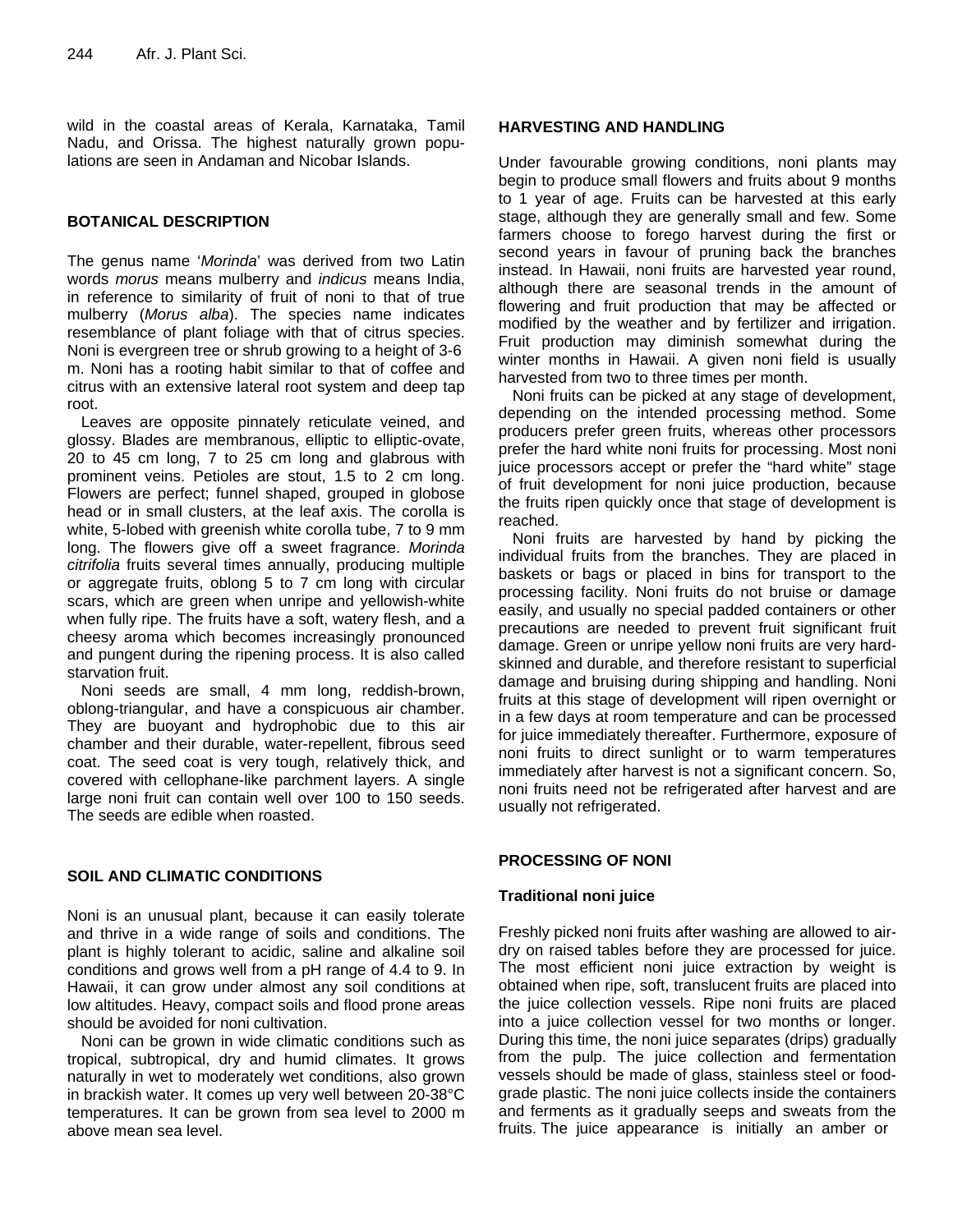wild in the coastal areas of Kerala, Karnataka, Tamil Nadu, and Orissa. The highest naturally grown populations are seen in Andaman and Nicobar Islands.

## BOTANICAL DESCRIPTION

The genus name '*Morinda*' was derived from two Latin words *morus* means mulberry and *indicus* means India, in reference to similarity of fruit of noni to that of true mulberry (*Morus alba*). The species name indicates resemblance of plant foliage with that of citrus species. Noni is evergreen tree or shrub growing to a height of 3-6 m. Noni has a rooting habit similar to that of coffee and citrus with an extensive lateral root system and deep tap root.

Leaves are opposite pinnately reticulate veined, and glossy. Blades are membranous, elliptic to elliptic-ovate, 20 to 45 cm long, 7 to 25 cm long and glabrous with prominent veins. Petioles are stout, 1.5 to 2 cm long. Flowers are perfect; funnel shaped, grouped in globose head or in small clusters, at the leaf axis. The corolla is white, 5-lobed with greenish white corolla tube, 7 to 9 mm long. The flowers give off a sweet fragrance. *Morinda citrifolia* fruits several times annually, producing multiple or aggregate fruits, oblong 5 to 7 cm long with circular scars, which are green when unripe and yellowish-white when fully ripe. The fruits have a soft, watery flesh, and a cheesy aroma which becomes increasingly pronounced and pungent during the ripening process. It is also called starvation fruit.

Noni seeds are small, 4 mm long, reddish-brown, oblong-triangular, and have a conspicuous air chamber. They are buoyant and hydrophobic due to this air chamber and their durable, water-repellent, fibrous seed coat. The seed coat is very tough, relatively thick, and covered with cellophane-like parchment layers. A single large noni fruit can contain well over 100 to 150 seeds. The seeds are edible when roasted.

## SOIL AND CLIMATIC CONDITIONS

Noni is an unusual plant, because it can easily tolerate and thrive in a wide range of soils and conditions. The plant is highly tolerant to acidic, saline and alkaline soil conditions and grows well from a pH range of 4.4 to 9. In Hawaii, it can grow under almost any soil conditions at low altitudes. Heavy, compact soils and flood prone areas should be avoided for noni cultivation.

Noni can be grown in wide climatic conditions such as tropical, subtropical, dry and humid climates. It grows naturally in wet to moderately wet conditions, also grown in brackish water. It comes up very well between 20-38°C temperatures. It can be grown from sea level to 2000 m above mean sea level.

## HARVESTING AND HANDLING

Under favourable growing conditions, noni plants may begin to produce small flowers and fruits about 9 months to 1 year of age. Fruits can be harvested at this early stage, although they are generally small and few. Some farmers choose to forego harvest during the first or second years in favour of pruning back the branches instead. In Hawaii, noni fruits are harvested year round, although there are seasonal trends in the amount of flowering and fruit production that may be affected or modified by the weather and by fertilizer and irrigation. Fruit production may diminish somewhat during the winter months in Hawaii. A given noni field is usually harvested from two to three times per month.

Noni fruits can be picked at any stage of development, depending on the intended processing method. Some producers prefer green fruits, whereas other processors prefer the hard white noni fruits for processing. Most noni juice processors accept or prefer the "hard white" stage of fruit development for noni juice production, because the fruits ripen quickly once that stage of development is reached.

Noni fruits are harvested by hand by picking the individual fruits from the branches. They are placed in baskets or bags or placed in bins for transport to the processing facility. Noni fruits do not bruise or damage easily, and usually no special padded containers or other precautions are needed to prevent fruit significant fruit damage. Green or unripe yellow noni fruits are very hard-skinned and durable, and therefore resistant to superficial damage and bruising during shipping and handling. Noni fruits at this stage of development will ripen overnight or in a few days at room temperature and can be processed for juice immediately thereafter. Furthermore, exposure of noni fruits to direct sunlight or to warm temperatures immediately after harvest is not a significant concern. So, noni fruits need not be refrigerated after harvest and are usually not refrigerated.

## PROCESSING OF NONI

### Traditional noni juice

Freshly picked noni fruits after washing are allowed to air-dry on raised tables before they are processed for juice. The most efficient noni juice extraction by weight is obtained when ripe, soft, translucent fruits are placed into the juice collection vessels. Ripe noni fruits are placed into a juice collection vessel for two months or longer. During this time, the noni juice separates (drips) gradually from the pulp. The juice collection and fermentation vessels should be made of glass, stainless steel or food-grade plastic. The noni juice collects inside the containers and ferments as it gradually seeps and sweats from the fruits. The juice appearance is initially an amber or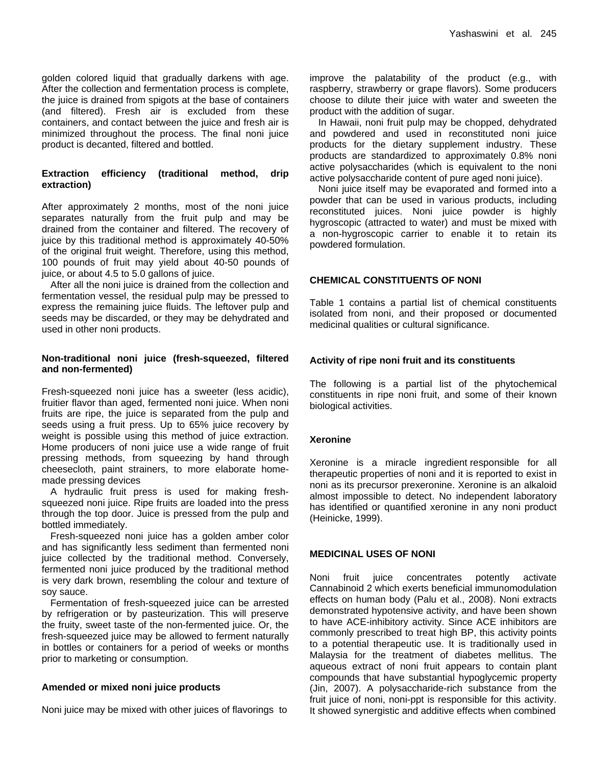golden colored liquid that gradually darkens with age. After the collection and fermentation process is complete, the juice is drained from spigots at the base of containers (and filtered). Fresh air is excluded from these containers, and contact between the juice and fresh air is minimized throughout the process. The final noni juice product is decanted, filtered and bottled.

### Extraction efficiency (traditional method, drip extraction)

After approximately 2 months, most of the noni juice separates naturally from the fruit pulp and may be drained from the container and filtered. The recovery of juice by this traditional method is approximately 40-50% of the original fruit weight. Therefore, using this method, 100 pounds of fruit may yield about 40-50 pounds of juice, or about 4.5 to 5.0 gallons of juice.

After all the noni juice is drained from the collection and fermentation vessel, the residual pulp may be pressed to express the remaining juice fluids. The leftover pulp and seeds may be discarded, or they may be dehydrated and used in other noni products.

### Non-traditional noni juice (fresh-squeezed, filtered and non-fermented)

Fresh-squeezed noni juice has a sweeter (less acidic), fruitier flavor than aged, fermented noni juice. When noni fruits are ripe, the juice is separated from the pulp and seeds using a fruit press. Up to 65% juice recovery by weight is possible using this method of juice extraction. Home producers of noni juice use a wide range of fruit pressing methods, from squeezing by hand through cheesecloth, paint strainers, to more elaborate home-made pressing devices

A hydraulic fruit press is used for making fresh-squeezed noni juice. Ripe fruits are loaded into the press through the top door. Juice is pressed from the pulp and bottled immediately.

Fresh-squeezed noni juice has a golden amber color and has significantly less sediment than fermented noni juice collected by the traditional method. Conversely, fermented noni juice produced by the traditional method is very dark brown, resembling the colour and texture of soy sauce.

Fermentation of fresh-squeezed juice can be arrested by refrigeration or by pasteurization. This will preserve the fruity, sweet taste of the non-fermented juice. Or, the fresh-squeezed juice may be allowed to ferment naturally in bottles or containers for a period of weeks or months prior to marketing or consumption.

### Amended or mixed noni juice products

Noni juice may be mixed with other juices of flavorings to improve the palatability of the product (e.g., with raspberry, strawberry or grape flavors). Some producers choose to dilute their juice with water and sweeten the product with the addition of sugar.

In Hawaii, noni fruit pulp may be chopped, dehydrated and powdered and used in reconstituted noni juice products for the dietary supplement industry. These products are standardized to approximately 0.8% noni active polysaccharides (which is equivalent to the noni active polysaccharide content of pure aged noni juice).

Noni juice itself may be evaporated and formed into a powder that can be used in various products, including reconstituted juices. Noni juice powder is highly hygroscopic (attracted to water) and must be mixed with a non-hygroscopic carrier to enable it to retain its powdered formulation.

## CHEMICAL CONSTITUENTS OF NONI

Table 1 contains a partial list of chemical constituents isolated from noni, and their proposed or documented medicinal qualities or cultural significance.

### Activity of ripe noni fruit and its constituents

The following is a partial list of the phytochemical constituents in ripe noni fruit, and some of their known biological activities.

### Xeronine

Xeronine is a miracle ingredient responsible for all therapeutic properties of noni and it is reported to exist in noni as its precursor prexeronine. Xeronine is an alkaloid almost impossible to detect. No independent laboratory has identified or quantified xeronine in any noni product (Heinicke, 1999).

## MEDICINAL USES OF NONI

Noni fruit juice concentrates potently activate Cannabinoid 2 which exerts beneficial immunomodulation effects on human body (Palu et al., 2008). Noni extracts demonstrated hypotensive activity, and have been shown to have ACE-inhibitory activity. Since ACE inhibitors are commonly prescribed to treat high BP, this activity points to a potential therapeutic use. It is traditionally used in Malaysia for the treatment of diabetes mellitus. The aqueous extract of noni fruit appears to contain plant compounds that have substantial hypoglycemic property (Jin, 2007). A polysaccharide-rich substance from the fruit juice of noni, noni-ppt is responsible for this activity. It showed synergistic and additive effects when combined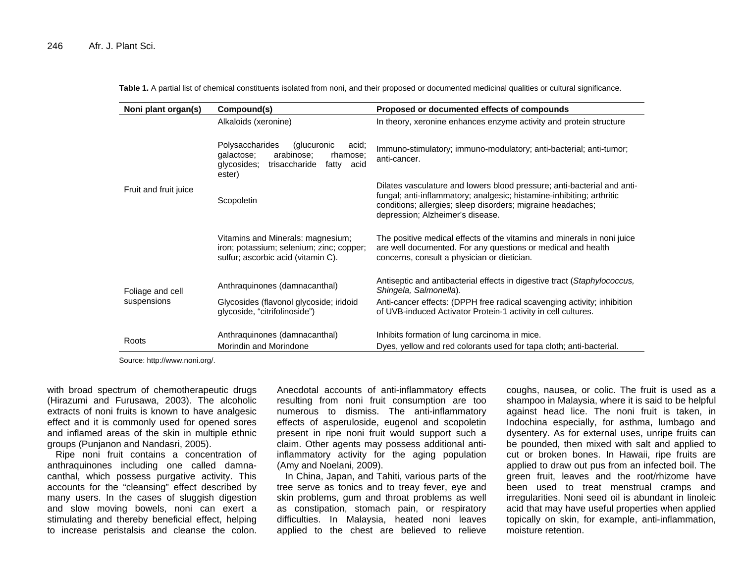**Table 1.** A partial list of chemical constituents isolated from noni, and their proposed or documented medicinal qualities or cultural significance.

| Noni plant organ(s) | Compound(s) | Proposed or documented effects of compounds |
|---|---|---|
| Fruit and fruit juice | Alkaloids (xeronine) | In theory, xeronine enhances enzyme activity and protein structure |
| | Polysaccharides (glucuronic acid; galactose; arabinose; rhamose; glycosides; trisaccharide fatty acid ester) | Immuno-stimulatory; immuno-modulatory; anti-bacterial; anti-tumor; anti-cancer. |
| | Scopoletin | Dilates vasculature and lowers blood pressure; anti-bacterial and anti-fungal; anti-inflammatory; analgesic; histamine-inhibiting; arthritic conditions; allergies; sleep disorders; migraine headaches; depression; Alzheimer's disease. |
| | Vitamins and Minerals: magnesium; iron; potassium; selenium; zinc; copper; sulfur; ascorbic acid (vitamin C). | The positive medical effects of the vitamins and minerals in noni juice are well documented. For any questions or medical and health concerns, consult a physician or dietician. |
| Foliage and cell suspensions | Anthraquinones (damnacanthal) | Antiseptic and antibacterial effects in digestive tract (*Staphylococcus, Shingela, Salmonella*). |
| | Glycosides (flavonol glycoside; iridoid glycoside, "citrifolinoside") | Anti-cancer effects: (DPPH free radical scavenging activity; inhibition of UVB-induced Activator Protein-1 activity in cell cultures. |
| Roots | Anthraquinones (damnacanthal) | Inhibits formation of lung carcinoma in mice. |
| | Morindin and Morindone | Dyes, yellow and red colorants used for tapa cloth; anti-bacterial. |

Source: http://www.noni.org/.

with broad spectrum of chemotherapeutic drugs (Hirazumi and Furusawa, 2003). The alcoholic extracts of noni fruits is known to have analgesic effect and it is commonly used for opened sores and inflamed areas of the skin in multiple ethnic groups (Punjanon and Nandasri, 2005).

Ripe noni fruit contains a concentration of anthraquinones including one called damnacanthal, which possess purgative activity. This accounts for the "cleansing" effect described by many users. In the cases of sluggish digestion and slow moving bowels, noni can exert a stimulating and thereby beneficial effect, helping to increase peristalsis and cleanse the colon. Anecdotal accounts of anti-inflammatory effects resulting from noni fruit consumption are too numerous to dismiss. The anti-inflammatory effects of asperuloside, eugenol and scopoletin present in ripe noni fruit would support such a claim. Other agents may possess additional anti-inflammatory activity for the aging population (Amy and Noelani, 2009).

In China, Japan, and Tahiti, various parts of the tree serve as tonics and to treay fever, eye and skin problems, gum and throat problems as well as constipation, stomach pain, or respiratory difficulties. In Malaysia, heated noni leaves applied to the chest are believed to relieve coughs, nausea, or colic. The fruit is used as a shampoo in Malaysia, where it is said to be helpful against head lice. The noni fruit is taken, in Indochina especially, for asthma, lumbago and dysentery. As for external uses, unripe fruits can be pounded, then mixed with salt and applied to cut or broken bones. In Hawaii, ripe fruits are applied to draw out pus from an infected boil. The green fruit, leaves and the root/rhizome have been used to treat menstrual cramps and irregularities. Noni seed oil is abundant in linoleic acid that may have useful properties when applied topically on skin, for example, anti-inflammation, moisture retention.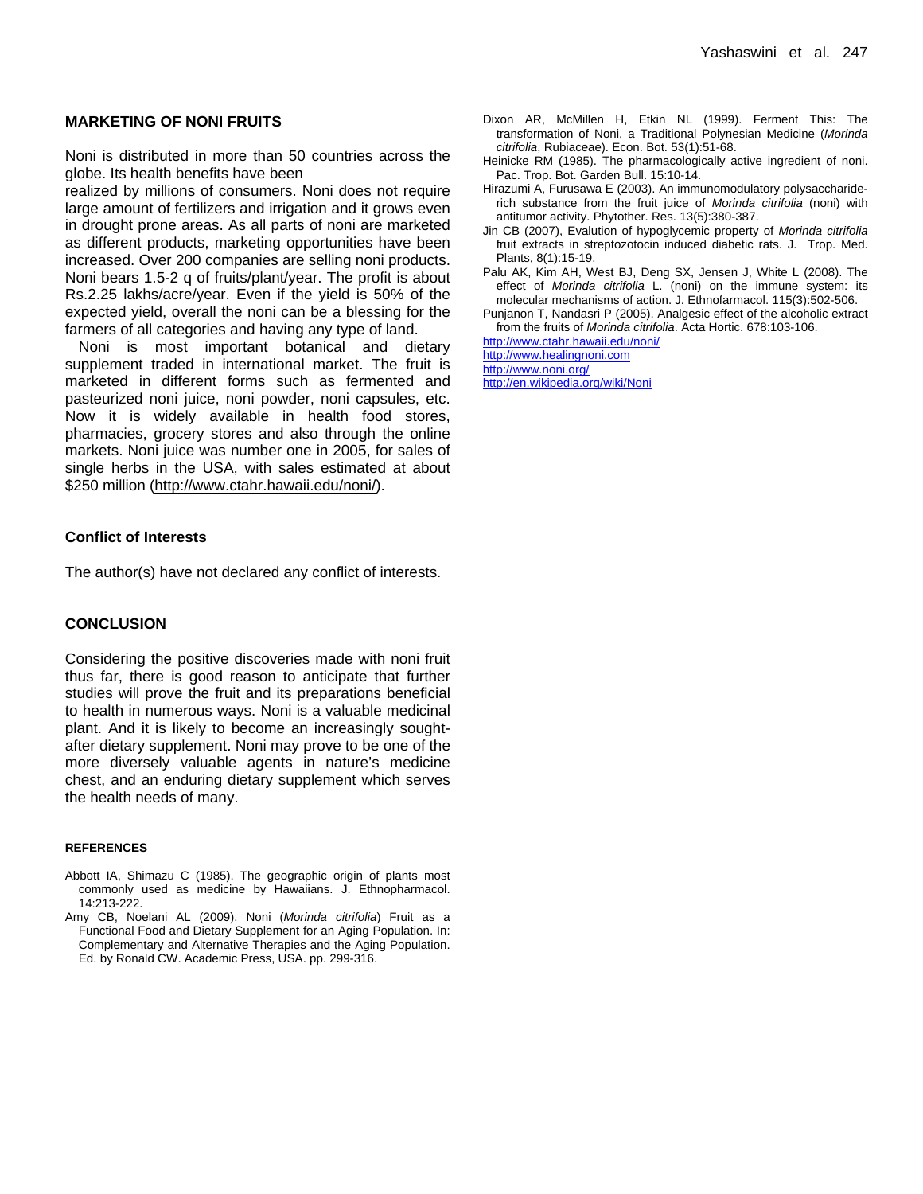## MARKETING OF NONI FRUITS

Noni is distributed in more than 50 countries across the globe. Its health benefits have been realized by millions of consumers. Noni does not require large amount of fertilizers and irrigation and it grows even in drought prone areas. As all parts of noni are marketed as different products, marketing opportunities have been increased. Over 200 companies are selling noni products. Noni bears 1.5-2 q of fruits/plant/year. The profit is about Rs.2.25 lakhs/acre/year. Even if the yield is 50% of the expected yield, overall the noni can be a blessing for the farmers of all categories and having any type of land.

Noni is most important botanical and dietary supplement traded in international market. The fruit is marketed in different forms such as fermented and pasteurized noni juice, noni powder, noni capsules, etc. Now it is widely available in health food stores, pharmacies, grocery stores and also through the online markets. Noni juice was number one in 2005, for sales of single herbs in the USA, with sales estimated at about $250 million (http://www.ctahr.hawaii.edu/noni/).

## Conflict of Interests

The author(s) have not declared any conflict of interests.

## CONCLUSION

Considering the positive discoveries made with noni fruit thus far, there is good reason to anticipate that further studies will prove the fruit and its preparations beneficial to health in numerous ways. Noni is a valuable medicinal plant. And it is likely to become an increasingly sought-after dietary supplement. Noni may prove to be one of the more diversely valuable agents in nature's medicine chest, and an enduring dietary supplement which serves the health needs of many.

## REFERENCES

Abbott IA, Shimazu C (1985). The geographic origin of plants most commonly used as medicine by Hawaiians. J. Ethnopharmacol. 14:213-222.

Amy CB, Noelani AL (2009). Noni (*Morinda citrifolia*) Fruit as a Functional Food and Dietary Supplement for an Aging Population. In: Complementary and Alternative Therapies and the Aging Population. Ed. by Ronald CW. Academic Press, USA. pp. 299-316.

Dixon AR, McMillen H, Etkin NL (1999). Ferment This: The transformation of Noni, a Traditional Polynesian Medicine (*Morinda citrifolia*, Rubiaceae). Econ. Bot. 53(1):51-68.

Heinicke RM (1985). The pharmacologically active ingredient of noni. Pac. Trop. Bot. Garden Bull. 15:10-14.

Hirazumi A, Furusawa E (2003). An immunomodulatory polysaccharide-rich substance from the fruit juice of *Morinda citrifolia* (noni) with antitumor activity. Phytother. Res. 13(5):380-387.

Jin CB (2007), Evalution of hypoglycemic property of *Morinda citrifolia* fruit extracts in streptozotocin induced diabetic rats. J. Trop. Med. Plants, 8(1):15-19.

Palu AK, Kim AH, West BJ, Deng SX, Jensen J, White L (2008). The effect of *Morinda citrifolia* L. (noni) on the immune system: its molecular mechanisms of action. J. Ethnofarmacol. 115(3):502-506.

Punjanon T, Nandasri P (2005). Analgesic effect of the alcoholic extract from the fruits of *Morinda citrifolia*. Acta Hortic. 678:103-106.

http://www.ctahr.hawaii.edu/noni/

http://www.healingnoni.com

http://www.noni.org/

http://en.wikipedia.org/wiki/Noni